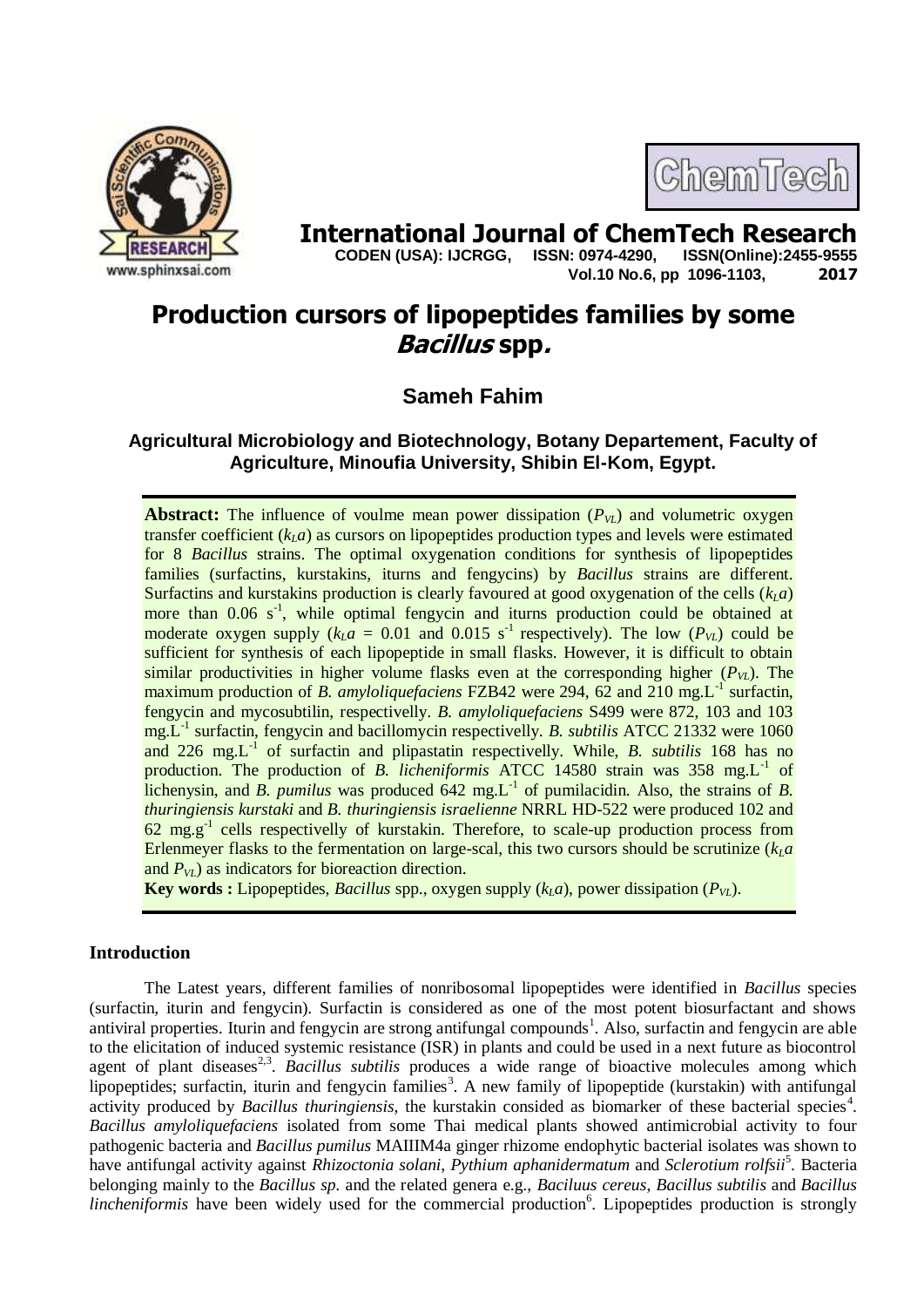# International Journal of ChemTech Research

**CODEN (USA): IJCRGG, ISSN: 0974-4290, ISSN(Online):2455-9555**

# Production cursors of lipopeptides families by some *Bacillus* spp.

**Sameh Fahim**

**Agricultural Microbiology and Biotechnology, Botany Departement, Faculty of Agriculture, Minoufia University, Shibin El-Kom, Egypt.**

**Abstract:** The influence of voulme mean power dissipation ($P_{VL}$) and volumetric oxygen transfer coefficient ($k_La$) as cursors on lipopeptides production types and levels were estimated for 8 *Bacillus* strains. The optimal oxygenation conditions for synthesis of lipopeptides families (surfactins, kurstakins, iturns and fengycins) by *Bacillus* strains are different. Surfactins and kurstakins production is clearly favoured at good oxygenation of the cells ($k_La$) more than 0.06 $s^{-1}$, while optimal fengycin and iturns production could be obtained at moderate oxygen supply ($k_La$ = 0.01 and 0.015 $s^{-1}$ respectively). The low ($P_{VL}$) could be sufficient for synthesis of each lipopeptide in small flasks. However, it is difficult to obtain similar productivities in higher volume flasks even at the corresponding higher ($P_{VL}$). The maximum production of *B. amyloliquefaciens* FZB42 were 294, 62 and 210 mg.L$^{-1}$ surfactin, fengycin and mycosubtilin, respectivelly. *B. amyloliquefaciens* S499 were 872, 103 and 103 mg.L$^{-1}$ surfactin, fengycin and bacillomycin respectivelly. *B. subtilis* ATCC 21332 were 1060 and 226 mg.L$^{-1}$ of surfactin and plipastatin respectivelly. While, *B. subtilis* 168 has no production. The production of *B. licheniformis* ATCC 14580 strain was 358 mg.L$^{-1}$ of lichenysin, and *B. pumilus* was produced 642 mg.L$^{-1}$ of pumilacidin. Also, the strains of *B. thuringiensis kurstaki* and *B. thuringiensis israelienne* NRRL HD-522 were produced 102 and 62 mg.g$^{-1}$ cells respectivelly of kurstakin. Therefore, to scale-up production process from Erlenmeyer flasks to the fermentation on large-scal, this two cursors should be scrutinize ($k_La$ and $P_{VL}$) as indicators for bioreaction direction.

**Key words :** Lipopeptides, *Bacillus* spp., oxygen supply ($k_La$), power dissipation ($P_{VL}$).

## Introduction

The Latest years, different families of nonribosomal lipopeptides were identified in *Bacillus* species (surfactin, iturin and fengycin). Surfactin is considered as one of the most potent biosurfactant and shows antiviral properties. Iturin and fengycin are strong antifungal compounds[1]. Also, surfactin and fengycin are able to the elicitation of induced systemic resistance (ISR) in plants and could be used in a next future as biocontrol agent of plant diseases[2,3]. *Bacillus subtilis* produces a wide range of bioactive molecules among which lipopeptides; surfactin, iturin and fengycin families[3]. A new family of lipopeptide (kurstakin) with antifungal activity produced by *Bacillus thuringiensis*, the kurstakin consided as biomarker of these bacterial species[4]. *Bacillus amyloliquefaciens* isolated from some Thai medical plants showed antimicrobial activity to four pathogenic bacteria and *Bacillus pumilus* MAIIIM4a ginger rhizome endophytic bacterial isolates was shown to have antifungal activity against *Rhizoctonia solani*, *Pythium aphanidermatum* and *Sclerotium rolfsii*[5]. Bacteria belonging mainly to the *Bacillus sp.* and the related genera e.g., *Baciluus cereus*, *Bacillus subtilis* and *Bacillus lincheniformis* have been widely used for the commercial production[6]. Lipopeptides production is strongly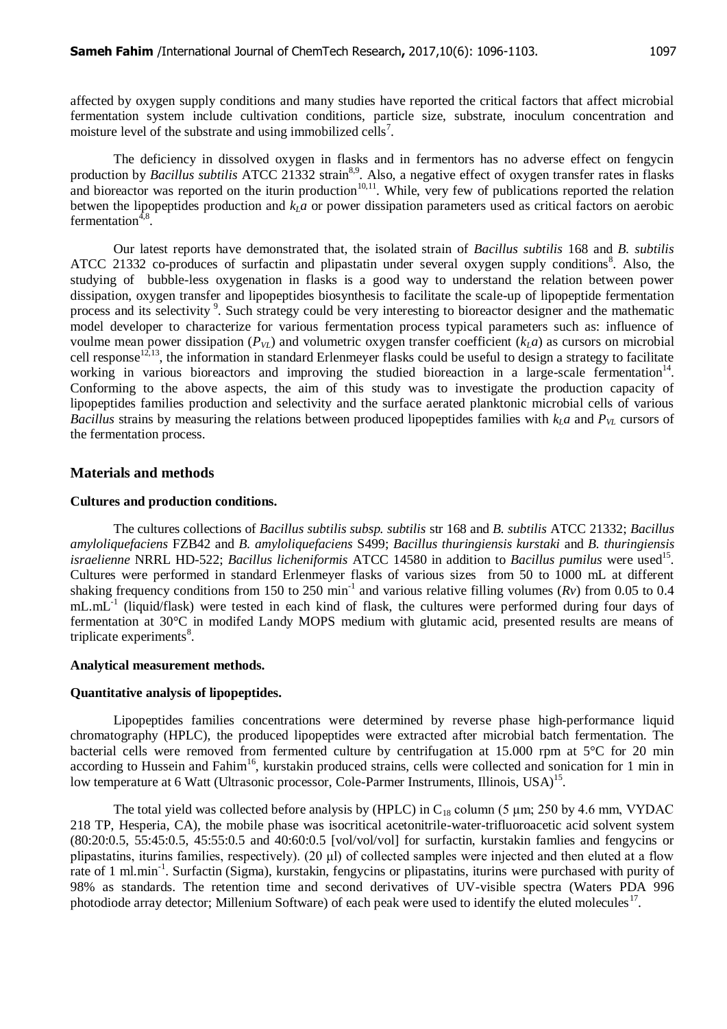affected by oxygen supply conditions and many studies have reported the critical factors that affect microbial fermentation system include cultivation conditions, particle size, substrate, inoculum concentration and moisture level of the substrate and using immobilized cells[7].

The deficiency in dissolved oxygen in flasks and in fermentors has no adverse effect on fengycin production by *Bacillus subtilis* ATCC 21332 strain[8,9]. Also, a negative effect of oxygen transfer rates in flasks and bioreactor was reported on the iturin production[10,11]. While, very few of publications reported the relation betwen the lipopeptides production and $k_La$ or power dissipation parameters used as critical factors on aerobic fermentation[4,8].

Our latest reports have demonstrated that, the isolated strain of *Bacillus subtilis* 168 and *B. subtilis* ATCC 21332 co-produces of surfactin and plipastatin under several oxygen supply conditions[8]. Also, the studying of bubble-less oxygenation in flasks is a good way to understand the relation between power dissipation, oxygen transfer and lipopeptides biosynthesis to facilitate the scale-up of lipopeptide fermentation process and its selectivity[9]. Such strategy could be very interesting to bioreactor designer and the mathematic model developer to characterize for various fermentation process typical parameters such as: influence of voulme mean power dissipation ($P_{VL}$) and volumetric oxygen transfer coefficient ($k_La$) as cursors on microbial cell response[12,13], the information in standard Erlenmeyer flasks could be useful to design a strategy to facilitate working in various bioreactors and improving the studied bioreaction in a large-scale fermentation[14]. Conforming to the above aspects, the aim of this study was to investigate the production capacity of lipopeptides families production and selectivity and the surface aerated planktonic microbial cells of various *Bacillus* strains by measuring the relations between produced lipopeptides families with $k_La$ and $P_{VL}$ cursors of the fermentation process.

## Materials and methods

### Cultures and production conditions.

The cultures collections of *Bacillus subtilis subsp. subtilis* str 168 and *B. subtilis* ATCC 21332; *Bacillus amyloliquefaciens* FZB42 and *B. amyloliquefaciens* S499; *Bacillus thuringiensis kurstaki* and *B. thuringiensis israelienne* NRRL HD-522; *Bacillus licheniformis* ATCC 14580 in addition to *Bacillus pumilus* were used[15]. Cultures were performed in standard Erlenmeyer flasks of various sizes from 50 to 1000 mL at different shaking frequency conditions from 150 to 250 min$^{-1}$ and various relative filling volumes ($Rv$) from 0.05 to 0.4 mL.mL$^{-1}$ (liquid/flask) were tested in each kind of flask, the cultures were performed during four days of fermentation at 30°C in modifed Landy MOPS medium with glutamic acid, presented results are means of triplicate experiments[8].

### Analytical measurement methods.

### Quantitative analysis of lipopeptides.

Lipopeptides families concentrations were determined by reverse phase high-performance liquid chromatography (HPLC), the produced lipopeptides were extracted after microbial batch fermentation. The bacterial cells were removed from fermented culture by centrifugation at 15.000 rpm at 5°C for 20 min according to Hussein and Fahim[16], kurstakin produced strains, cells were collected and sonication for 1 min in low temperature at 6 Watt (Ultrasonic processor, Cole-Parmer Instruments, Illinois, USA)[15].

The total yield was collected before analysis by (HPLC) in $C_{18}$ column (5 µm; 250 by 4.6 mm, VYDAC 218 TP, Hesperia, CA), the mobile phase was isocritical acetonitrile-water-trifluoroacetic acid solvent system (80:20:0.5, 55:45:0.5, 45:55:0.5 and 40:60:0.5 [vol/vol/vol] for surfactin, kurstakin famlies and fengycins or plipastatins, iturins families, respectively). (20 µl) of collected samples were injected and then eluted at a flow rate of 1 ml.min$^{-1}$. Surfactin (Sigma), kurstakin, fengycins or plipastatins, iturins were purchased with purity of 98% as standards. The retention time and second derivatives of UV-visible spectra (Waters PDA 996 photodiode array detector; Millenium Software) of each peak were used to identify the eluted molecules[17].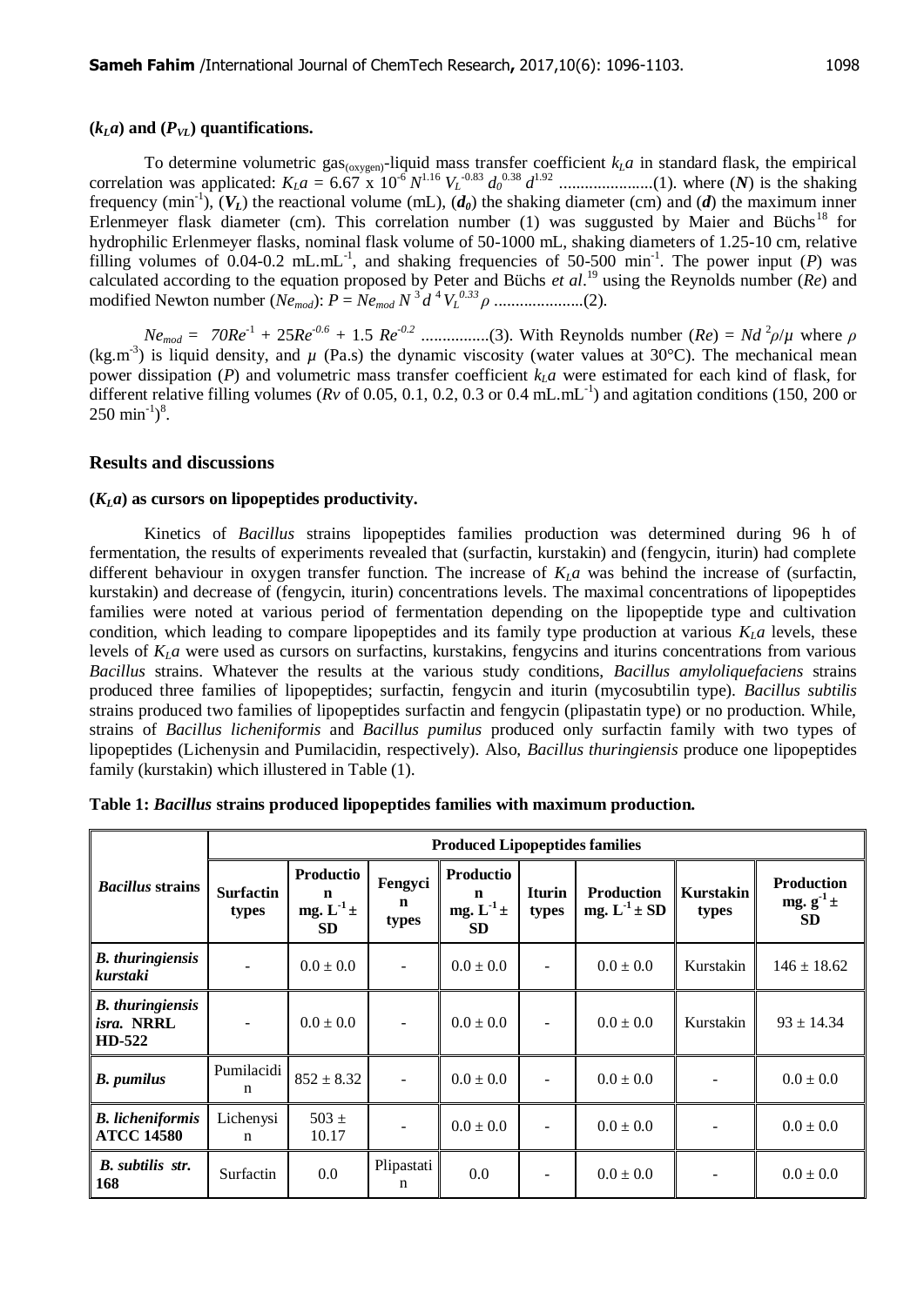### ($k_La$) and ($P_{VL}$) quantifications.

To determine volumetric gas(oxygen)-liquid mass transfer coefficient $k_La$ in standard flask, the empirical correlation was applicated: $K_La = 6.67 \times 10^{-6} N^{1.16} V_L^{-0.83} d_0^{0.38} d^{1.92}$ ......................(1). where ($N$) is the shaking frequency (min$^{-1}$), ($V_L$) the reactional volume (mL), ($d_0$) the shaking diameter (cm) and ($d$) the maximum inner Erlenmeyer flask diameter (cm). This correlation number (1) was suggusted by Maier and Büchs[18] for hydrophilic Erlenmeyer flasks, nominal flask volume of 50-1000 mL, shaking diameters of 1.25-10 cm, relative filling volumes of 0.04-0.2 mL.mL$^{-1}$, and shaking frequencies of 50-500 min$^{-1}$. The power input ($P$) was calculated according to the equation proposed by Peter and Büchs *et al*.[19] using the Reynolds number ($Re$) and modified Newton number ($Ne_{mod}$): $P = Ne_{mod} N^3 d^4 V_L^{0.33} \rho$ .....................(2).

$Ne_{mod} = 70Re^{-1} + 25Re^{-0.6} + 1.5\ Re^{-0.2}$ ................(3). With Reynolds number ($Re$) = $Nd^2\rho/\mu$ where $\rho$ (kg.m$^{-3}$) is liquid density, and $\mu$ (Pa.s) the dynamic viscosity (water values at 30°C). The mechanical mean power dissipation ($P$) and volumetric mass transfer coefficient $k_La$ were estimated for each kind of flask, for different relative filling volumes ($Rv$ of 0.05, 0.1, 0.2, 0.3 or 0.4 mL.mL$^{-1}$) and agitation conditions (150, 200 or 250 min$^{-1}$)[8].

## Results and discussions

### ($K_La$) as cursors on lipopeptides productivity.

Kinetics of *Bacillus* strains lipopeptides families production was determined during 96 h of fermentation, the results of experiments revealed that (surfactin, kurstakin) and (fengycin, iturin) had complete different behaviour in oxygen transfer function. The increase of $K_La$ was behind the increase of (surfactin, kurstakin) and decrease of (fengycin, iturin) concentrations levels. The maximal concentrations of lipopeptides families were noted at various period of fermentation depending on the lipopeptide type and cultivation condition, which leading to compare lipopeptides and its family type production at various $K_La$ levels, these levels of $K_La$ were used as cursors on surfactins, kurstakins, fengycins and iturins concentrations from various *Bacillus* strains. Whatever the results at the various study conditions, *Bacillus amyloliquefaciens* strains produced three families of lipopeptides; surfactin, fengycin and iturin (mycosubtilin type). *Bacillus subtilis* strains produced two families of lipopeptides surfactin and fengycin (plipastatin type) or no production. While, strains of *Bacillus licheniformis* and *Bacillus pumilus* produced only surfactin family with two types of lipopeptides (Lichenysin and Pumilacidin, respectively). Also, *Bacillus thuringiensis* produce one lipopeptides family (kurstakin) which illustered in Table (1).

**Table 1: *Bacillus* strains produced lipopeptides families with maximum production.**

| *Bacillus* strains | Produced Lipopeptides families | | | | | | | |
|---|---|---|---|---|---|---|---|---|
| | Surfactin types | Production mg. L$^{-1}$ ± SD | Fengycin types | Production mg. L$^{-1}$ ± SD | Iturin types | Production mg. L$^{-1}$ ± SD | Kurstakin types | Production mg. g$^{-1}$ ± SD |
| ***B. thuringiensis kurstaki*** | - | 0.0 ± 0.0 | - | 0.0 ± 0.0 | - | 0.0 ± 0.0 | Kurstakin | 146 ± 18.62 |
| ***B. thuringiensis isra.* NRRL HD-522** | - | 0.0 ± 0.0 | - | 0.0 ± 0.0 | - | 0.0 ± 0.0 | Kurstakin | 93 ± 14.34 |
| ***B. pumilus*** | Pumilacidin | 852 ± 8.32 | - | 0.0 ± 0.0 | - | 0.0 ± 0.0 | - | 0.0 ± 0.0 |
| ***B. licheniformis* ATCC 14580** | Lichenysin | 503 ± 10.17 | - | 0.0 ± 0.0 | - | 0.0 ± 0.0 | - | 0.0 ± 0.0 |
| ***B. subtilis str.* 168** | Surfactin | 0.0 | Plipastatin | 0.0 | - | 0.0 ± 0.0 | - | 0.0 ± 0.0 |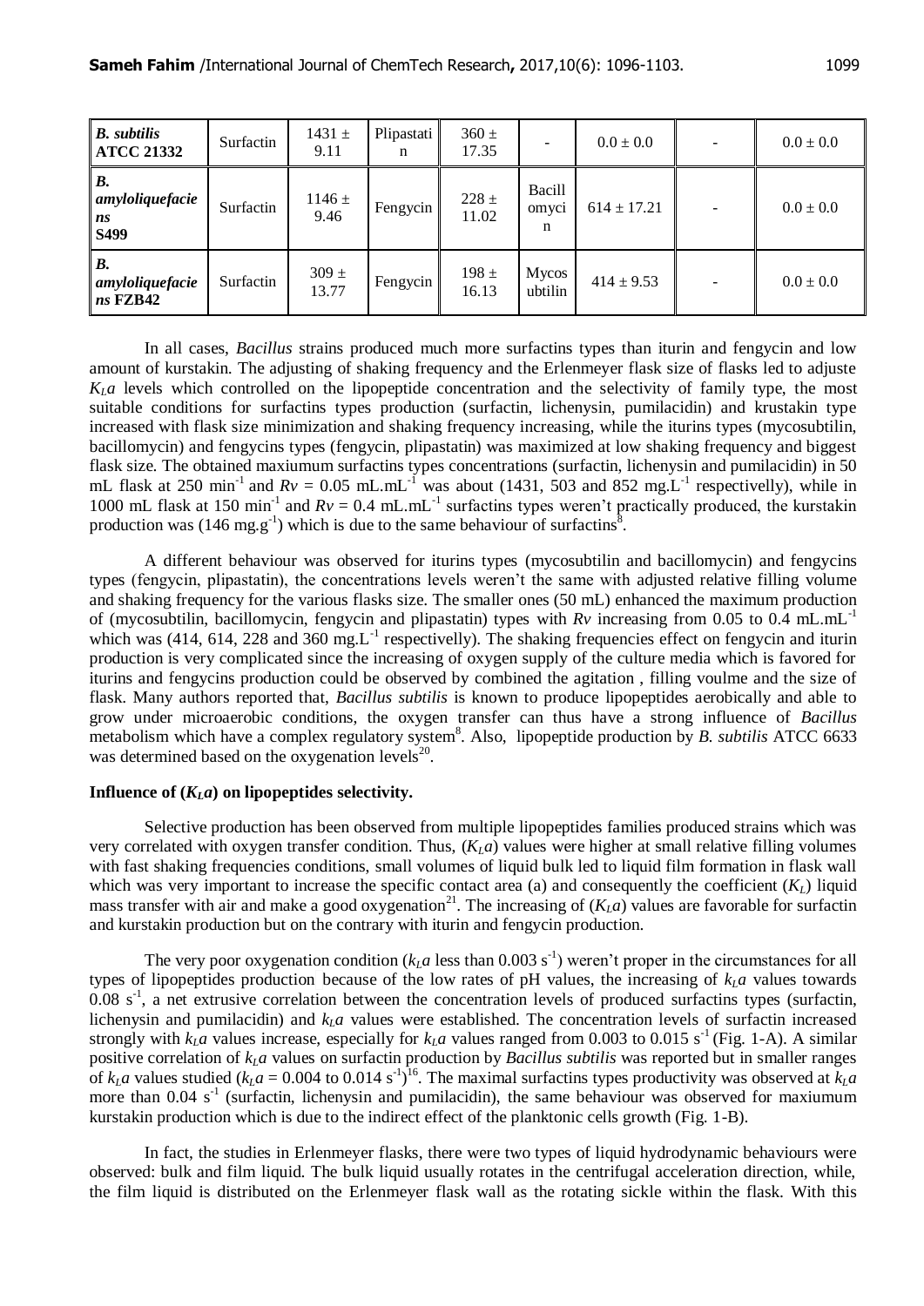| *B. subtilis* **ATCC 21332** | Surfactin | 1431 ± 9.11 | Plipastatin | 360 ± 17.35 | - | 0.0 ± 0.0 | - | 0.0 ± 0.0 |
|---|---|---|---|---|---|---|---|---|
| ***B. amyloliquefaciens* S499** | Surfactin | 1146 ± 9.46 | Fengycin | 228 ± 11.02 | Bacillomycin | 614 ± 17.21 | - | 0.0 ± 0.0 |
| ***B. amyloliquefaciens* FZB42** | Surfactin | 309 ± 13.77 | Fengycin | 198 ± 16.13 | Mycosubtilin | 414 ± 9.53 | - | 0.0 ± 0.0 |

In all cases, *Bacillus* strains produced much more surfactins types than iturin and fengycin and low amount of kurstakin. The adjusting of shaking frequency and the Erlenmeyer flask size of flasks led to adjuste $K_La$ levels which controlled on the lipopeptide concentration and the selectivity of family type, the most suitable conditions for surfactins types production (surfactin, lichenysin, pumilacidin) and krustakin type increased with flask size minimization and shaking frequency increasing, while the iturins types (mycosubtilin, bacillomycin) and fengycins types (fengycin, plipastatin) was maximized at low shaking frequency and biggest flask size. The obtained maxiumum surfactins types concentrations (surfactin, lichenysin and pumilacidin) in 50 mL flask at 250 $min^{-1}$ and $Rv$ = 0.05 $mL.mL^{-1}$ was about (1431, 503 and 852 $mg.L^{-1}$ respectivelly), while in 1000 mL flask at 150 $min^{-1}$ and $Rv$ = 0.4 $mL.mL^{-1}$ surfactins types weren't practically produced, the kurstakin production was (146 $mg.g^{-1}$) which is due to the same behaviour of surfactins[8].

A different behaviour was observed for iturins types (mycosubtilin and bacillomycin) and fengycins types (fengycin, plipastatin), the concentrations levels weren't the same with adjusted relative filling volume and shaking frequency for the various flasks size. The smaller ones (50 mL) enhanced the maximum production of (mycosubtilin, bacillomycin, fengycin and plipastatin) types with $Rv$ increasing from 0.05 to 0.4 $mL.mL^{-1}$ which was (414, 614, 228 and 360 $mg.L^{-1}$ respectivelly). The shaking frequencies effect on fengycin and iturin production is very complicated since the increasing of oxygen supply of the culture media which is favored for iturins and fengycins production could be observed by combined the agitation , filling voulme and the size of flask. Many authors reported that, *Bacillus subtilis* is known to produce lipopeptides aerobically and able to grow under microaerobic conditions, the oxygen transfer can thus have a strong influence of *Bacillus* metabolism which have a complex regulatory system[8]. Also, lipopeptide production by *B. subtilis* ATCC 6633 was determined based on the oxygenation levels[20].

**Influence of ($K_La$) on lipopeptides selectivity.**

Selective production has been observed from multiple lipopeptides families produced strains which was very correlated with oxygen transfer condition. Thus, ($K_La$) values were higher at small relative filling volumes with fast shaking frequencies conditions, small volumes of liquid bulk led to liquid film formation in flask wall which was very important to increase the specific contact area (a) and consequently the coefficient ($K_L$) liquid mass transfer with air and make a good oxygenation[21]. The increasing of ($K_La$) values are favorable for surfactin and kurstakin production but on the contrary with iturin and fengycin production.

The very poor oxygenation condition ($k_La$ less than 0.003 $s^{-1}$) weren't proper in the circumstances for all types of lipopeptides production because of the low rates of pH values, the increasing of $k_La$ values towards 0.08 $s^{-1}$, a net extrusive correlation between the concentration levels of produced surfactins types (surfactin, lichenysin and pumilacidin) and $k_La$ values were established. The concentration levels of surfactin increased strongly with $k_La$ values increase, especially for $k_La$ values ranged from 0.003 to 0.015 $s^{-1}$ (Fig. 1-A). A similar positive correlation of $k_La$ values on surfactin production by *Bacillus subtilis* was reported but in smaller ranges of $k_La$ values studied ($k_La$ = 0.004 to 0.014 $s^{-1}$)[16]. The maximal surfactins types productivity was observed at $k_La$ more than 0.04 $s^{-1}$ (surfactin, lichenysin and pumilacidin), the same behaviour was observed for maxiumum kurstakin production which is due to the indirect effect of the planktonic cells growth (Fig. 1-B).

In fact, the studies in Erlenmeyer flasks, there were two types of liquid hydrodynamic behaviours were observed: bulk and film liquid. The bulk liquid usually rotates in the centrifugal acceleration direction, while, the film liquid is distributed on the Erlenmeyer flask wall as the rotating sickle within the flask. With this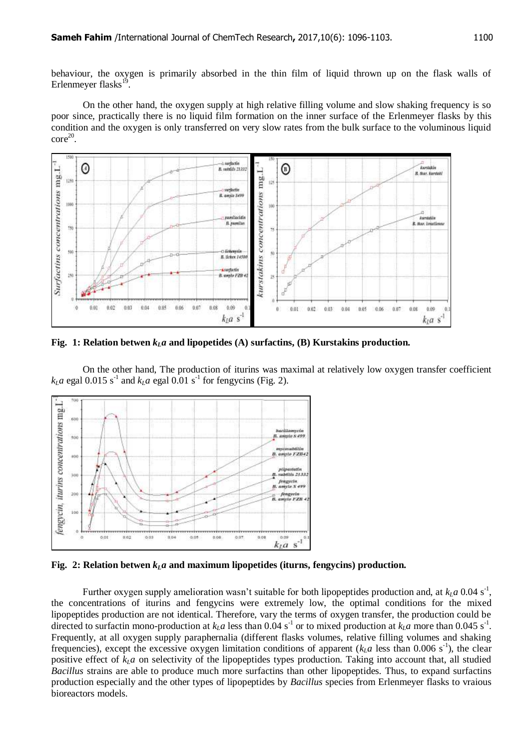behaviour, the oxygen is primarily absorbed in the thin film of liquid thrown up on the flask walls of Erlenmeyer flasks[19].

On the other hand, the oxygen supply at high relative filling volume and slow shaking frequency is so poor since, practically there is no liquid film formation on the inner surface of the Erlenmeyer flasks by this condition and the oxygen is only transferred on very slow rates from the bulk surface to the voluminous liquid core[20].

**Fig. 1: Relation betwen $k_La$ and lipopetides (A) surfactins, (B) Kurstakins production.**

On the other hand, The production of iturins was maximal at relatively low oxygen transfer coefficient $k_La$ egal 0.015 $s^{-1}$ and $k_La$ egal 0.01 $s^{-1}$ for fengycins (Fig. 2).

**Fig. 2: Relation betwen $k_La$ and maximum lipopetides (iturns, fengycins) production.**

Further oxygen supply amelioration wasn't suitable for both lipopeptides production and, at $k_La$ 0.04 $s^{-1}$, the concentrations of iturins and fengycins were extremely low, the optimal conditions for the mixed lipopeptides production are not identical. Therefore, vary the terms of oxygen transfer, the production could be directed to surfactin mono-production at $k_La$ less than 0.04 $s^{-1}$ or to mixed production at $k_La$ more than 0.045 $s^{-1}$. Frequently, at all oxygen supply paraphernalia (different flasks volumes, relative filling volumes and shaking frequencies), except the excessive oxygen limitation conditions of apparent ($k_La$ less than 0.006 $s^{-1}$), the clear positive effect of $k_La$ on selectivity of the lipopeptides types production. Taking into account that, all studied *Bacillus* strains are able to produce much more surfactins than other lipopeptides. Thus, to expand surfactins production especially and the other types of lipopeptides by *Bacillus* species from Erlenmeyer flasks to vraious bioreactors models.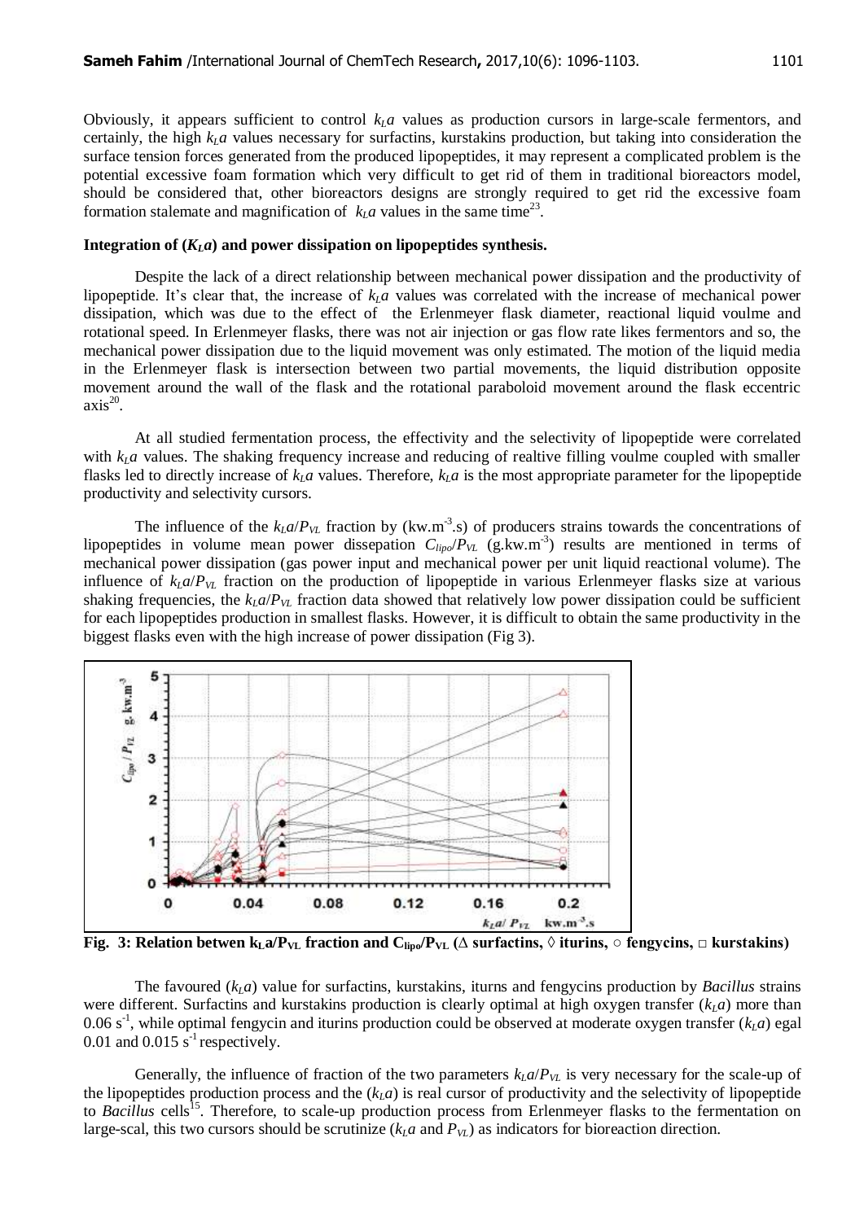Obviously, it appears sufficient to control $k_La$ values as production cursors in large-scale fermentors, and certainly, the high $k_La$ values necessary for surfactins, kurstakins production, but taking into consideration the surface tension forces generated from the produced lipopeptides, it may represent a complicated problem is the potential excessive foam formation which very difficult to get rid of them in traditional bioreactors model, should be considered that, other bioreactors designs are strongly required to get rid the excessive foam formation stalemate and magnification of $k_La$ values in the same time[23].

**Integration of ($K_La$) and power dissipation on lipopeptides synthesis.**

Despite the lack of a direct relationship between mechanical power dissipation and the productivity of lipopeptide. It's clear that, the increase of $k_La$ values was correlated with the increase of mechanical power dissipation, which was due to the effect of the Erlenmeyer flask diameter, reactional liquid voulme and rotational speed. In Erlenmeyer flasks, there was not air injection or gas flow rate likes fermentors and so, the mechanical power dissipation due to the liquid movement was only estimated. The motion of the liquid media in the Erlenmeyer flask is intersection between two partial movements, the liquid distribution opposite movement around the wall of the flask and the rotational paraboloid movement around the flask eccentric axis[20].

At all studied fermentation process, the effectivity and the selectivity of lipopeptide were correlated with $k_La$ values. The shaking frequency increase and reducing of realtive filling voulme coupled with smaller flasks led to directly increase of $k_La$ values. Therefore, $k_La$ is the most appropriate parameter for the lipopeptide productivity and selectivity cursors.

The influence of the $k_La/P_{VL}$ fraction by (kw.m$^{-3}$.s) of producers strains towards the concentrations of lipopeptides in volume mean power dissepation $C_{lipo}/P_{VL}$ (g.kw.m$^{-3}$) results are mentioned in terms of mechanical power dissipation (gas power input and mechanical power per unit liquid reactional volume). The influence of $k_La/P_{VL}$ fraction on the production of lipopeptide in various Erlenmeyer flasks size at various shaking frequencies, the $k_La/P_{VL}$ fraction data showed that relatively low power dissipation could be sufficient for each lipopeptides production in smallest flasks. However, it is difficult to obtain the same productivity in the biggest flasks even with the high increase of power dissipation (Fig 3).

**Fig. 3: Relation betwen $k_La/P_{VL}$ fraction and $C_{lipo}/P_{VL}$ (Δ surfactins, ◊ iturins, ○ fengycins, □ kurstakins)**

The favoured ($k_La$) value for surfactins, kurstakins, iturns and fengycins production by *Bacillus* strains were different. Surfactins and kurstakins production is clearly optimal at high oxygen transfer ($k_La$) more than 0.06 s$^{-1}$, while optimal fengycin and iturins production could be observed at moderate oxygen transfer ($k_La$) egal 0.01 and 0.015 s$^{-1}$ respectively.

Generally, the influence of fraction of the two parameters $k_La/P_{VL}$ is very necessary for the scale-up of the lipopeptides production process and the ($k_La$) is real cursor of productivity and the selectivity of lipopeptide to *Bacillus* cells[15]. Therefore, to scale-up production process from Erlenmeyer flasks to the fermentation on large-scal, this two cursors should be scrutinize ($k_La$ and $P_{VL}$) as indicators for bioreaction direction.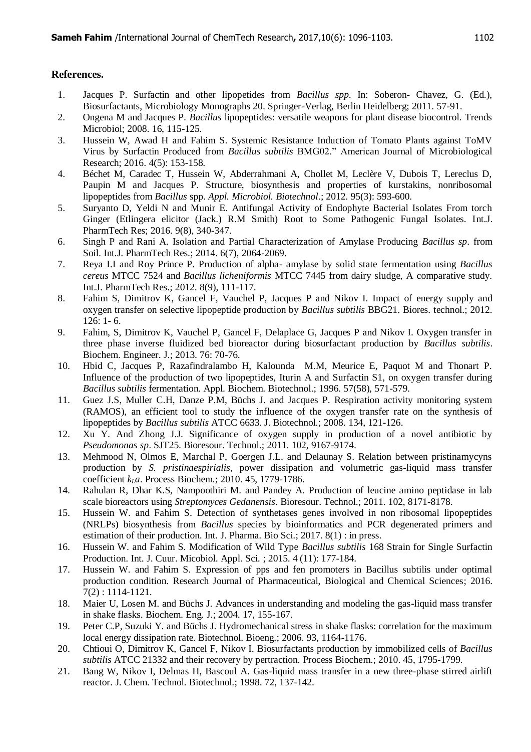## References.

1. Jacques P. Surfactin and other lipopetides from *Bacillus spp.* In: Soberon- Chavez, G. (Ed.), Biosurfactants, Microbiology Monographs 20. Springer-Verlag, Berlin Heidelberg; 2011. 57-91.
2. Ongena M and Jacques P. *Bacillus* lipopeptides: versatile weapons for plant disease biocontrol. Trends Microbiol; 2008. 16, 115-125.
3. Hussein W, Awad H and Fahim S. Systemic Resistance Induction of Tomato Plants against ToMV Virus by Surfactin Produced from *Bacillus subtilis* BMG02." American Journal of Microbiological Research; 2016. 4(5): 153-158.
4. Béchet M, Caradec T, Hussein W, Abderrahmani A, Chollet M, Leclère V, Dubois T, Lereclus D, Paupin M and Jacques P. Structure, biosynthesis and properties of kurstakins, nonribosomal lipopeptides from *Bacillus* spp. *Appl. Microbiol. Biotechnol*.; 2012. 95(3): 593-600.
5. Suryanto D, Yeldi N and Munir E. Antifungal Activity of Endophyte Bacterial Isolates From torch Ginger (Etlingera elicitor (Jack.) R.M Smith) Root to Some Pathogenic Fungal Isolates. Int.J. PharmTech Res; 2016. 9(8), 340-347.
6. Singh P and Rani A. Isolation and Partial Characterization of Amylase Producing *Bacillus sp*. from Soil. Int.J. PharmTech Res.; 2014. 6(7), 2064-2069.
7. Reya I.I and Roy Prince P. Production of alpha- amylase by solid state fermentation using *Bacillus cereus* MTCC 7524 and *Bacillus licheniformis* MTCC 7445 from dairy sludge, A comparative study. Int.J. PharmTech Res.; 2012. 8(9), 111-117.
8. Fahim S, Dimitrov K, Gancel F, Vauchel P, Jacques P and Nikov I. Impact of energy supply and oxygen transfer on selective lipopeptide production by *Bacillus subtilis* BBG21. Biores. technol.; 2012. 126: 1- 6.
9. Fahim, S, Dimitrov K, Vauchel P, Gancel F, Delaplace G, Jacques P and Nikov I. Oxygen transfer in three phase inverse fluidized bed bioreactor during biosurfactant production by *Bacillus subtilis*. Biochem. Engineer. J.; 2013. 76: 70-76.
10. Hbid C, Jacques P, Razafindralambo H, Kalounda M.M, Meurice E, Paquot M and Thonart P. Influence of the production of two lipopeptides, Iturin A and Surfactin S1, on oxygen transfer during *Bacillus subtilis* fermentation. Appl. Biochem. Biotechnol.; 1996. 57(58), 571-579.
11. Guez J.S, Muller C.H, Danze P.M, Büchs J. and Jacques P. Respiration activity monitoring system (RAMOS), an efficient tool to study the influence of the oxygen transfer rate on the synthesis of lipopeptides by *Bacillus subtilis* ATCC 6633. J. Biotechnol.; 2008. 134, 121-126.
12. Xu Y. And Zhong J.J. Significance of oxygen supply in production of a novel antibiotic by *Pseudomonas sp*. SJT25. Bioresour. Technol.; 2011. 102, 9167-9174.
13. Mehmood N, Olmos E, Marchal P, Goergen J.L. and Delaunay S. Relation between pristinamycyns production by *S. pristinaespirialis*, power dissipation and volumetric gas-liquid mass transfer coefficient $k_La$. Process Biochem.; 2010. 45, 1779-1786.
14. Rahulan R, Dhar K.S, Nampoothiri M. and Pandey A. Production of leucine amino peptidase in lab scale bioreactors using *Streptomyces Gedanensis*. Bioresour. Technol.; 2011. 102, 8171-8178.
15. Hussein W. and Fahim S. Detection of synthetases genes involved in non ribosomal lipopeptides (NRLPs) biosynthesis from *Bacillus* species by bioinformatics and PCR degenerated primers and estimation of their production. Int. J. Pharma. Bio Sci.; 2017. 8(1) : in press.
16. Hussein W. and Fahim S. Modification of Wild Type *Bacillus subtilis* 168 Strain for Single Surfactin Production. Int. J. Cuur. Micobiol. Appl. Sci. ; 2015. 4 (11): 177-184.
17. Hussein W. and Fahim S. Expression of pps and fen promoters in Bacillus subtilis under optimal production condition. Research Journal of Pharmaceutical, Biological and Chemical Sciences; 2016. 7(2) : 1114-1121.
18. Maier U, Losen M. and Büchs J. Advances in understanding and modeling the gas-liquid mass transfer in shake flasks. Biochem. Eng. J.; 2004. 17, 155-167.
19. Peter C.P, Suzuki Y. and Büchs J. Hydromechanical stress in shake flasks: correlation for the maximum local energy dissipation rate. Biotechnol. Bioeng.; 2006. 93, 1164-1176.
20. Chtioui O, Dimitrov K, Gancel F, Nikov I. Biosurfactants production by immobilized cells of *Bacillus subtilis* ATCC 21332 and their recovery by pertraction. Process Biochem.; 2010. 45, 1795-1799.
21. Bang W, Nikov I, Delmas H, Bascoul A. Gas-liquid mass transfer in a new three-phase stirred airlift reactor. J. Chem. Technol. Biotechnol.; 1998. 72, 137-142.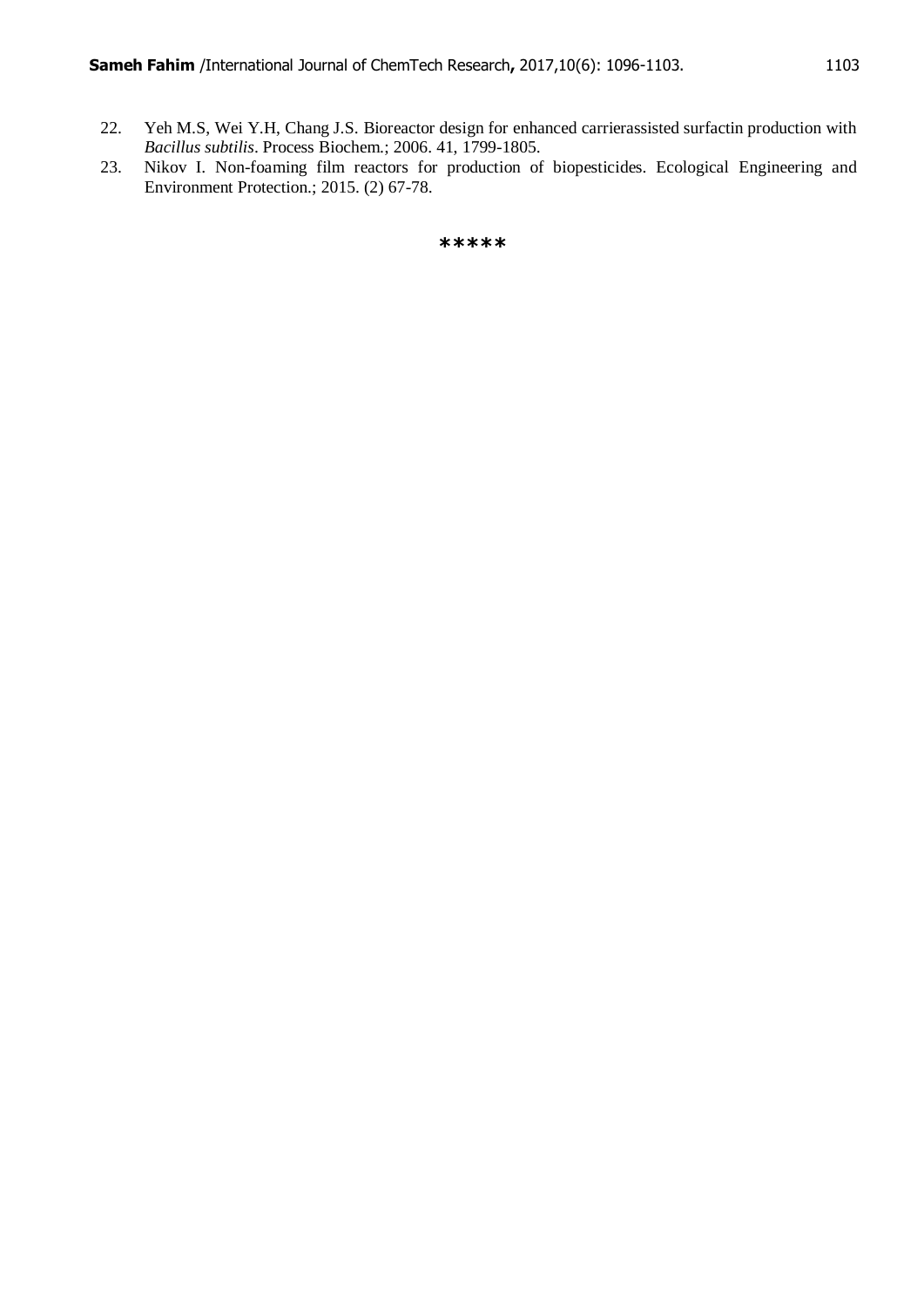22. Yeh M.S, Wei Y.H, Chang J.S. Bioreactor design for enhanced carrierassisted surfactin production with *Bacillus subtilis*. Process Biochem.; 2006. 41, 1799-1805.
23. Nikov I. Non-foaming film reactors for production of biopesticides. Ecological Engineering and Environment Protection.; 2015. (2) 67-78.

*****